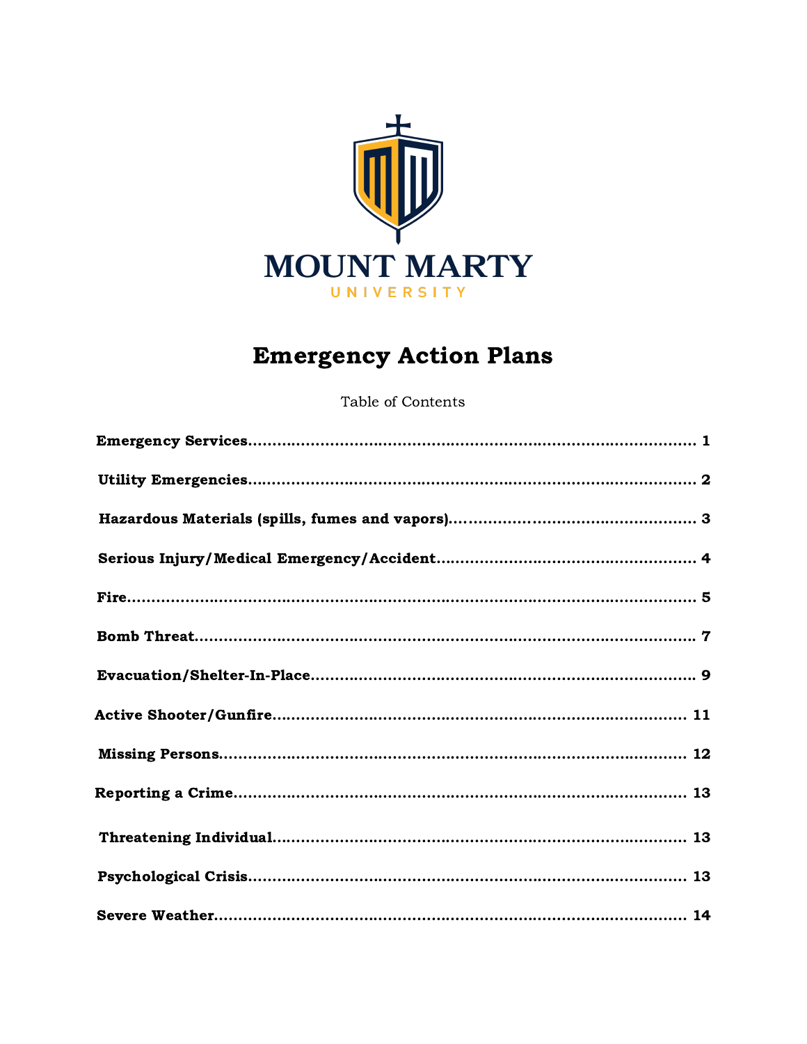MOUNT MARTY
UNIVERSITY

# Emergency Action Plans

Table of Contents

**Emergency Services**........................................................................................ **1**

**Utility Emergencies**........................................................................................ **2**

**Hazardous Materials (spills, fumes and vapors)**............................................... **3**

**Serious Injury/Medical Emergency/Accident**.................................................... **4**

**Fire**.................................................................................................................. **5**

**Bomb Threat**.................................................................................................... **7**

**Evacuation/Shelter-In-Place**............................................................................ **9**

**Active Shooter/Gunfire**................................................................................... **11**

**Missing Persons**.............................................................................................. **12**

**Reporting a Crime**........................................................................................... **13**

**Threatening Individual**.................................................................................... **13**

**Psychological Crisis**........................................................................................ **13**

**Severe Weather**................................................................................................ **14**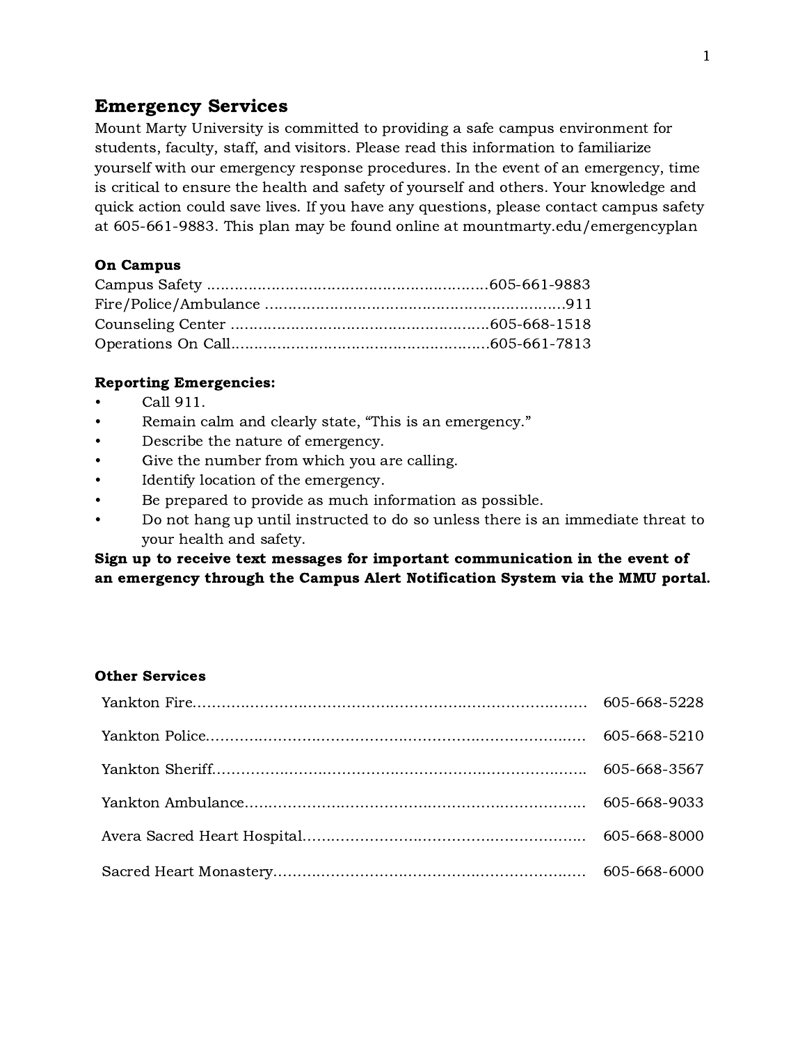## Emergency Services

Mount Marty University is committed to providing a safe campus environment for students, faculty, staff, and visitors. Please read this information to familiarize yourself with our emergency response procedures. In the event of an emergency, time is critical to ensure the health and safety of yourself and others. Your knowledge and quick action could save lives. If you have any questions, please contact campus safety at 605-661-9883. This plan may be found online at mountmarty.edu/emergencyplan

**On Campus**

Campus Safety ............................................................605-661-9883
Fire/Police/Ambulance .................................................................911
Counseling Center .......................................................605-668-1518
Operations On Call.......................................................605-661-7813

**Reporting Emergencies:**

- Call 911.
- Remain calm and clearly state, "This is an emergency."
- Describe the nature of emergency.
- Give the number from which you are calling.
- Identify location of the emergency.
- Be prepared to provide as much information as possible.
- Do not hang up until instructed to do so unless there is an immediate threat to your health and safety.

**Sign up to receive text messages for important communication in the event of an emergency through the Campus Alert Notification System via the MMU portal.**

**Other Services**

Yankton Fire.......................................................................... 605-668-5228

Yankton Police....................................................................... 605-668-5210

Yankton Sheriff...................................................................... 605-668-3567

Yankton Ambulance................................................................ 605-668-9033

Avera Sacred Heart Hospital.................................................. 605-668-8000

Sacred Heart Monastery.......................................................... 605-668-6000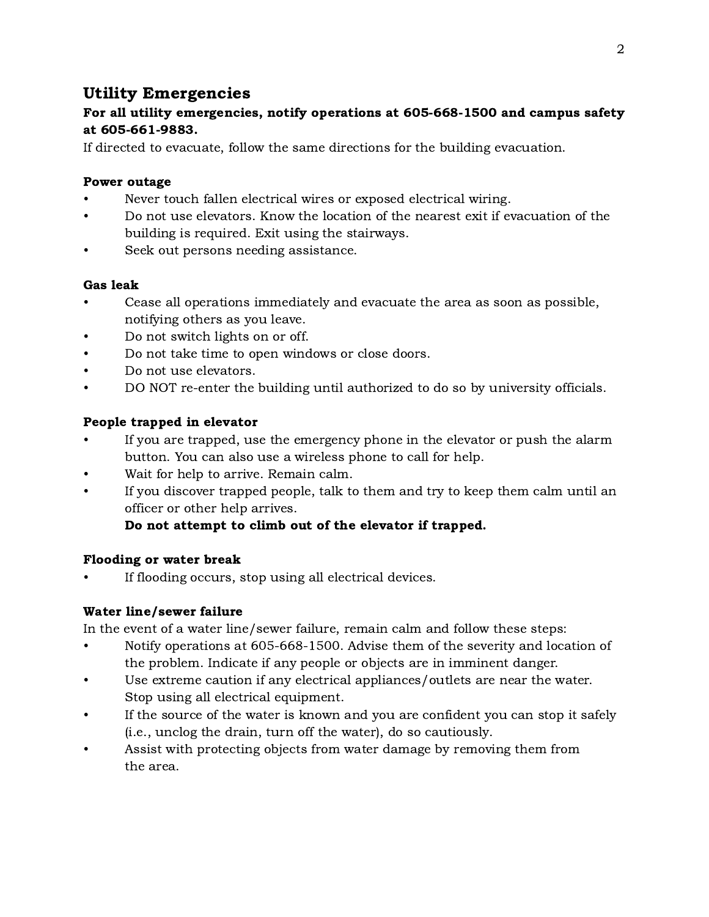## Utility Emergencies

**For all utility emergencies, notify operations at 605-668-1500 and campus safety at 605-661-9883.**

If directed to evacuate, follow the same directions for the building evacuation.

### Power outage

- Never touch fallen electrical wires or exposed electrical wiring.
- Do not use elevators. Know the location of the nearest exit if evacuation of the building is required. Exit using the stairways.
- Seek out persons needing assistance.

### Gas leak

- Cease all operations immediately and evacuate the area as soon as possible, notifying others as you leave.
- Do not switch lights on or off.
- Do not take time to open windows or close doors.
- Do not use elevators.
- DO NOT re-enter the building until authorized to do so by university officials.

### People trapped in elevator

- If you are trapped, use the emergency phone in the elevator or push the alarm button. You can also use a wireless phone to call for help.
- Wait for help to arrive. Remain calm.
- If you discover trapped people, talk to them and try to keep them calm until an officer or other help arrives.

  **Do not attempt to climb out of the elevator if trapped.**

### Flooding or water break

- If flooding occurs, stop using all electrical devices.

### Water line/sewer failure

In the event of a water line/sewer failure, remain calm and follow these steps:

- Notify operations at 605-668-1500. Advise them of the severity and location of the problem. Indicate if any people or objects are in imminent danger.
- Use extreme caution if any electrical appliances/outlets are near the water. Stop using all electrical equipment.
- If the source of the water is known and you are confident you can stop it safely (i.e., unclog the drain, turn off the water), do so cautiously.
- Assist with protecting objects from water damage by removing them from the area.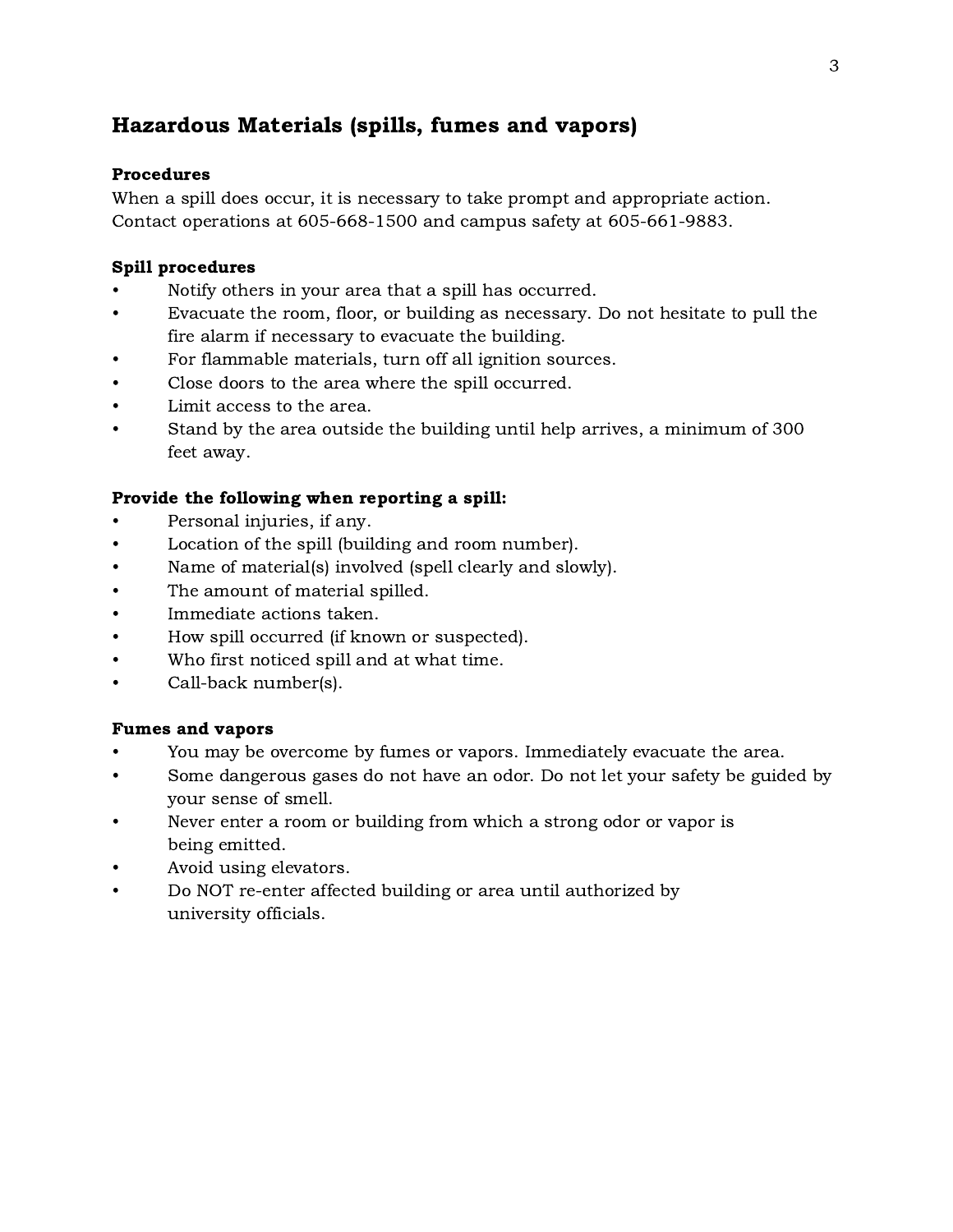## Hazardous Materials (spills, fumes and vapors)

### Procedures

When a spill does occur, it is necessary to take prompt and appropriate action. Contact operations at 605-668-1500 and campus safety at 605-661-9883.

### Spill procedures

- Notify others in your area that a spill has occurred.
- Evacuate the room, floor, or building as necessary. Do not hesitate to pull the fire alarm if necessary to evacuate the building.
- For flammable materials, turn off all ignition sources.
- Close doors to the area where the spill occurred.
- Limit access to the area.
- Stand by the area outside the building until help arrives, a minimum of 300 feet away.

### Provide the following when reporting a spill:

- Personal injuries, if any.
- Location of the spill (building and room number).
- Name of material(s) involved (spell clearly and slowly).
- The amount of material spilled.
- Immediate actions taken.
- How spill occurred (if known or suspected).
- Who first noticed spill and at what time.
- Call-back number(s).

### Fumes and vapors

- You may be overcome by fumes or vapors. Immediately evacuate the area.
- Some dangerous gases do not have an odor. Do not let your safety be guided by your sense of smell.
- Never enter a room or building from which a strong odor or vapor is being emitted.
- Avoid using elevators.
- Do NOT re-enter affected building or area until authorized by university officials.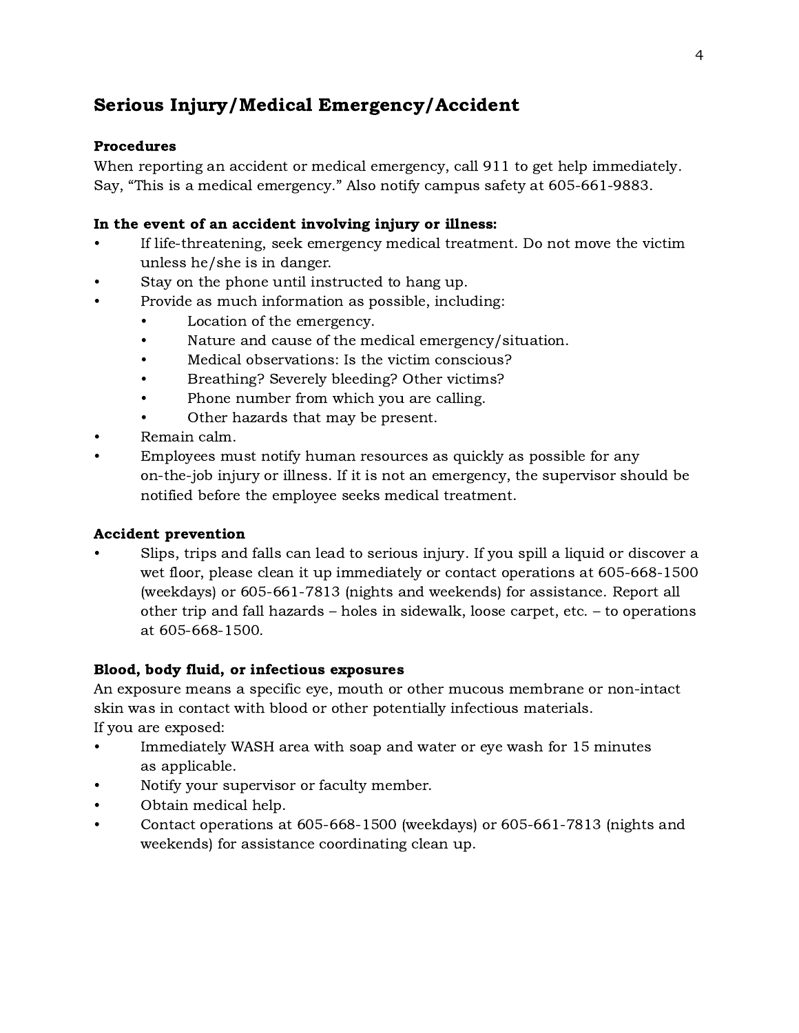## Serious Injury/Medical Emergency/Accident

### Procedures

When reporting an accident or medical emergency, call 911 to get help immediately. Say, “This is a medical emergency.” Also notify campus safety at 605-661-9883.

### In the event of an accident involving injury or illness:

- If life-threatening, seek emergency medical treatment. Do not move the victim unless he/she is in danger.
- Stay on the phone until instructed to hang up.
- Provide as much information as possible, including:
    - Location of the emergency.
    - Nature and cause of the medical emergency/situation.
    - Medical observations: Is the victim conscious?
    - Breathing? Severely bleeding? Other victims?
    - Phone number from which you are calling.
    - Other hazards that may be present.
- Remain calm.
- Employees must notify human resources as quickly as possible for any on-the-job injury or illness. If it is not an emergency, the supervisor should be notified before the employee seeks medical treatment.

### Accident prevention

- Slips, trips and falls can lead to serious injury. If you spill a liquid or discover a wet floor, please clean it up immediately or contact operations at 605-668-1500 (weekdays) or 605-661-7813 (nights and weekends) for assistance. Report all other trip and fall hazards – holes in sidewalk, loose carpet, etc. – to operations at 605-668-1500.

### Blood, body fluid, or infectious exposures

An exposure means a specific eye, mouth or other mucous membrane or non-intact skin was in contact with blood or other potentially infectious materials.
If you are exposed:

- Immediately WASH area with soap and water or eye wash for 15 minutes as applicable.
- Notify your supervisor or faculty member.
- Obtain medical help.
- Contact operations at 605-668-1500 (weekdays) or 605-661-7813 (nights and weekends) for assistance coordinating clean up.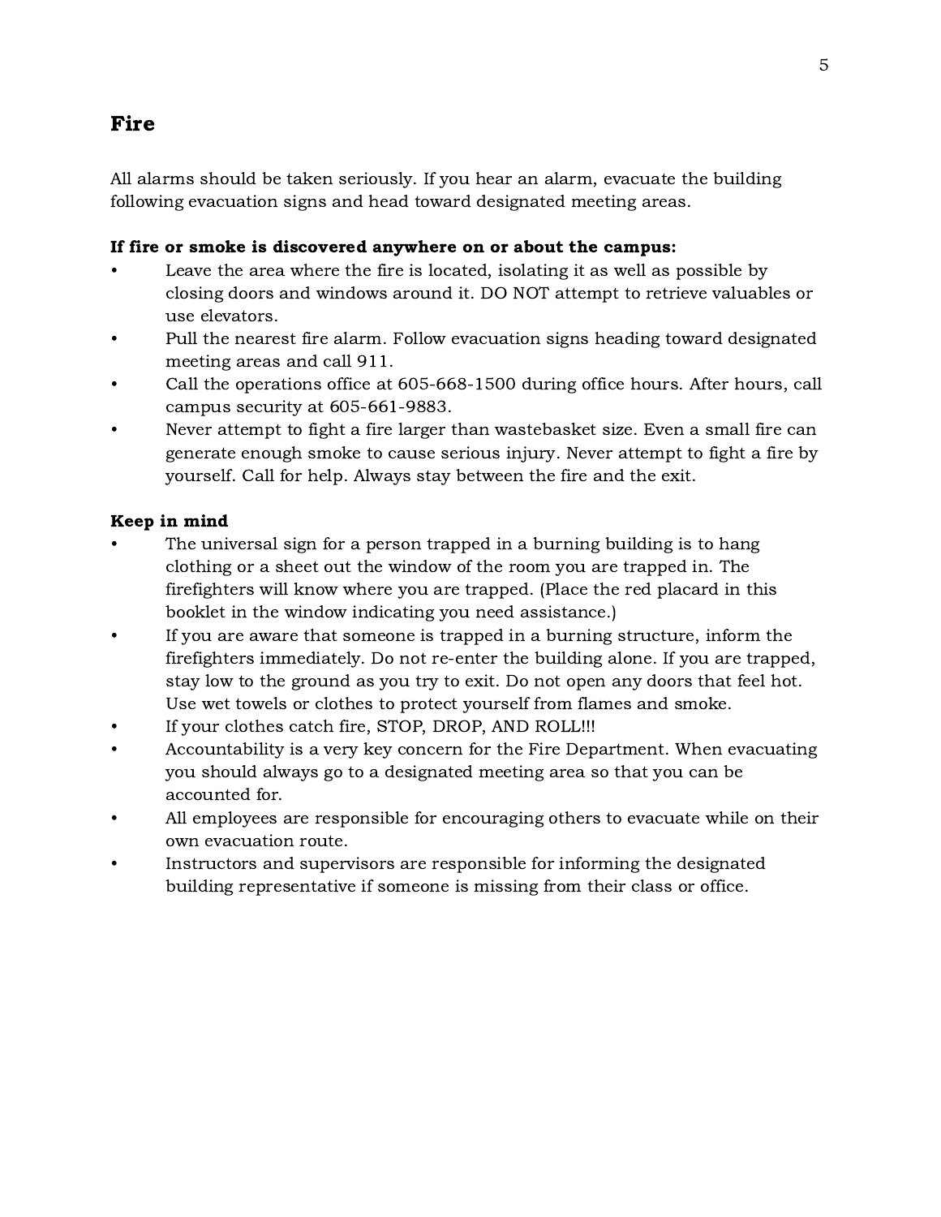## Fire

All alarms should be taken seriously. If you hear an alarm, evacuate the building following evacuation signs and head toward designated meeting areas.

**If fire or smoke is discovered anywhere on or about the campus:**

- Leave the area where the fire is located, isolating it as well as possible by closing doors and windows around it. DO NOT attempt to retrieve valuables or use elevators.
- Pull the nearest fire alarm. Follow evacuation signs heading toward designated meeting areas and call 911.
- Call the operations office at 605-668-1500 during office hours. After hours, call campus security at 605-661-9883.
- Never attempt to fight a fire larger than wastebasket size. Even a small fire can generate enough smoke to cause serious injury. Never attempt to fight a fire by yourself. Call for help. Always stay between the fire and the exit.

**Keep in mind**

- The universal sign for a person trapped in a burning building is to hang clothing or a sheet out the window of the room you are trapped in. The firefighters will know where you are trapped. (Place the red placard in this booklet in the window indicating you need assistance.)
- If you are aware that someone is trapped in a burning structure, inform the firefighters immediately. Do not re-enter the building alone. If you are trapped, stay low to the ground as you try to exit. Do not open any doors that feel hot. Use wet towels or clothes to protect yourself from flames and smoke.
- If your clothes catch fire, STOP, DROP, AND ROLL!!!
- Accountability is a very key concern for the Fire Department. When evacuating you should always go to a designated meeting area so that you can be accounted for.
- All employees are responsible for encouraging others to evacuate while on their own evacuation route.
- Instructors and supervisors are responsible for informing the designated building representative if someone is missing from their class or office.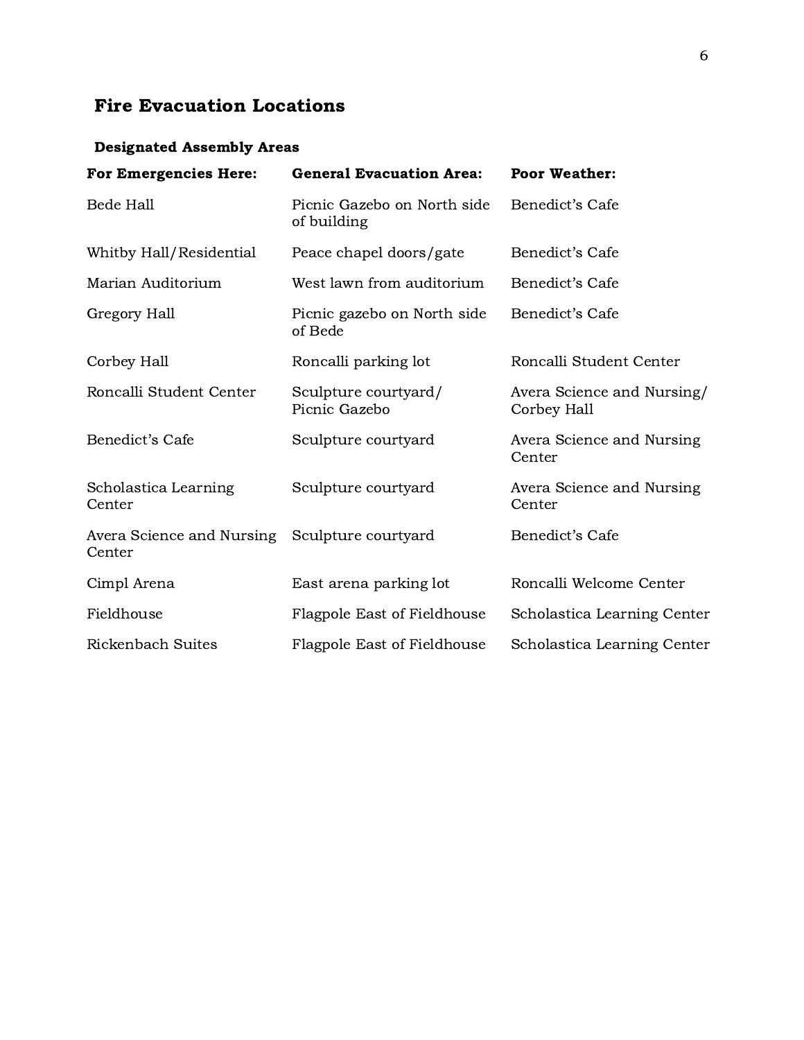## Fire Evacuation Locations

### Designated Assembly Areas

| For Emergencies Here: | General Evacuation Area: | Poor Weather: |
| --- | --- | --- |
| Bede Hall | Picnic Gazebo on North side of building | Benedict's Cafe |
| Whitby Hall/Residential | Peace chapel doors/gate | Benedict's Cafe |
| Marian Auditorium | West lawn from auditorium | Benedict's Cafe |
| Gregory Hall | Picnic gazebo on North side of Bede | Benedict's Cafe |
| Corbey Hall | Roncalli parking lot | Roncalli Student Center |
| Roncalli Student Center | Sculpture courtyard/ Picnic Gazebo | Avera Science and Nursing/ Corbey Hall |
| Benedict's Cafe | Sculpture courtyard | Avera Science and Nursing Center |
| Scholastica Learning Center | Sculpture courtyard | Avera Science and Nursing Center |
| Avera Science and Nursing Center | Sculpture courtyard | Benedict's Cafe |
| Cimpl Arena | East arena parking lot | Roncalli Welcome Center |
| Fieldhouse | Flagpole East of Fieldhouse | Scholastica Learning Center |
| Rickenbach Suites | Flagpole East of Fieldhouse | Scholastica Learning Center |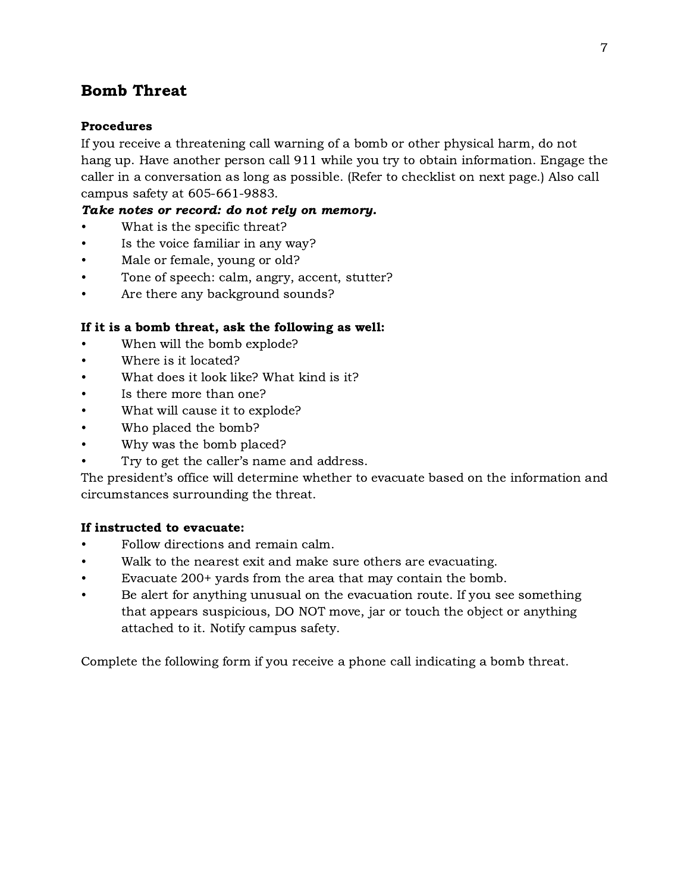## Bomb Threat

### Procedures

If you receive a threatening call warning of a bomb or other physical harm, do not hang up. Have another person call 911 while you try to obtain information. Engage the caller in a conversation as long as possible. (Refer to checklist on next page.) Also call campus safety at 605-661-9883.

***Take notes or record: do not rely on memory.***

- What is the specific threat?
- Is the voice familiar in any way?
- Male or female, young or old?
- Tone of speech: calm, angry, accent, stutter?
- Are there any background sounds?

**If it is a bomb threat, ask the following as well:**

- When will the bomb explode?
- Where is it located?
- What does it look like? What kind is it?
- Is there more than one?
- What will cause it to explode?
- Who placed the bomb?
- Why was the bomb placed?
- Try to get the caller's name and address.

The president's office will determine whether to evacuate based on the information and circumstances surrounding the threat.

**If instructed to evacuate:**

- Follow directions and remain calm.
- Walk to the nearest exit and make sure others are evacuating.
- Evacuate 200+ yards from the area that may contain the bomb.
- Be alert for anything unusual on the evacuation route. If you see something that appears suspicious, DO NOT move, jar or touch the object or anything attached to it. Notify campus safety.

Complete the following form if you receive a phone call indicating a bomb threat.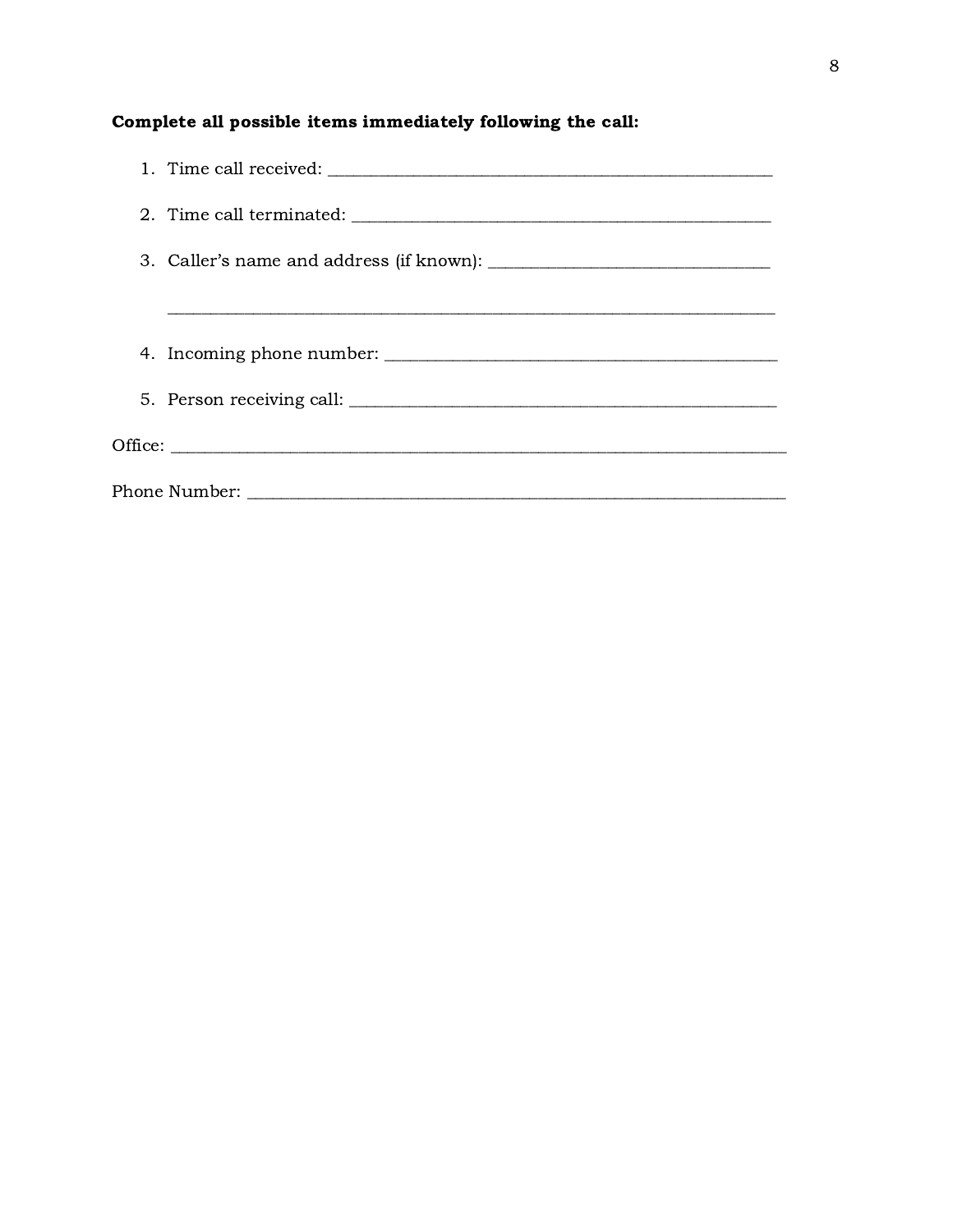**Complete all possible items immediately following the call:**

1. Time call received: ___________________________________________________
2. Time call terminated: _________________________________________________
3. Caller's name and address (if known): ______________________________

   ______________________________________________________________________
4. Incoming phone number: ______________________________________________
5. Person receiving call: _________________________________________________

Office: ______________________________________________________________________

Phone Number: _______________________________________________________________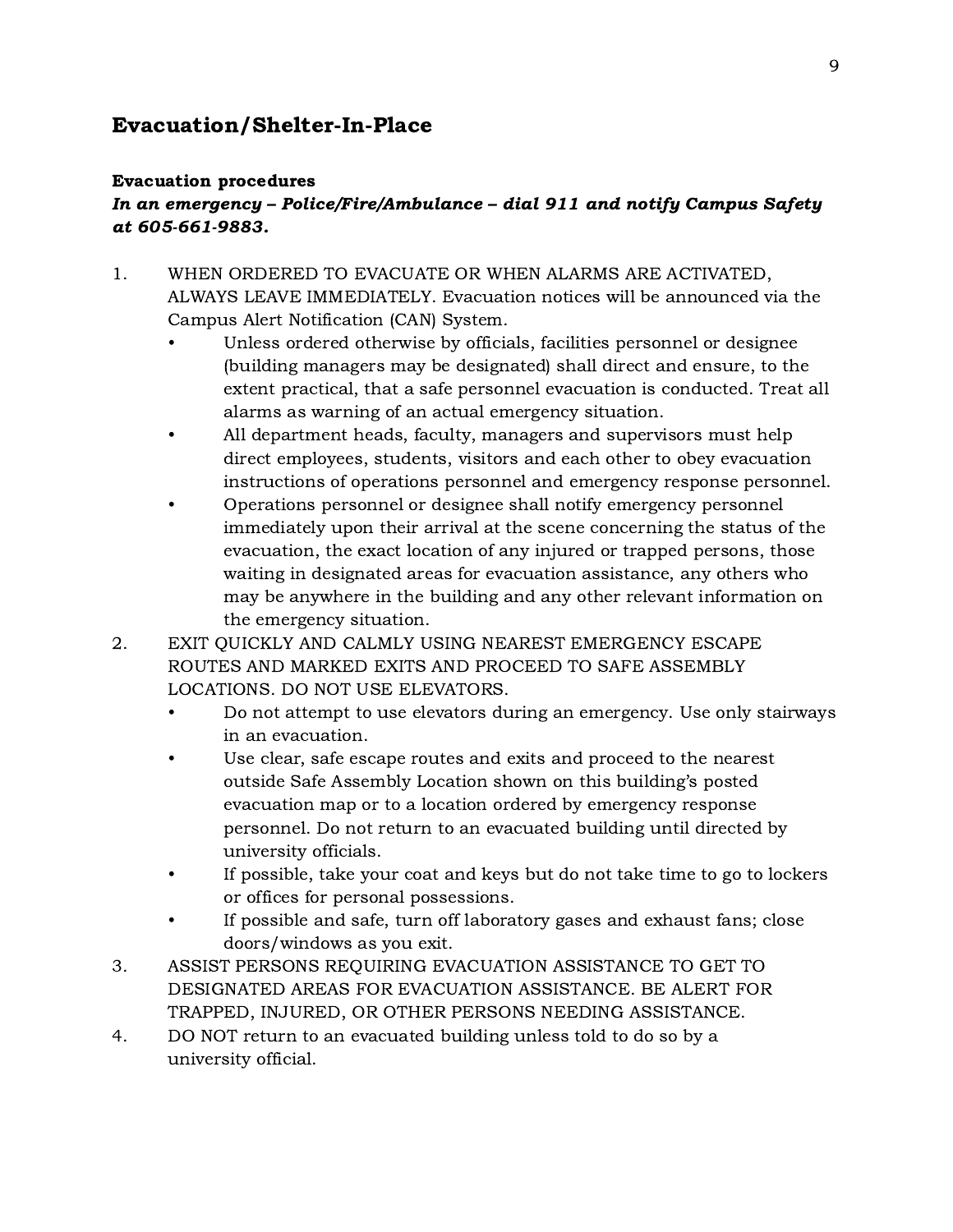## Evacuation/Shelter-In-Place

**Evacuation procedures**

***In an emergency – Police/Fire/Ambulance – dial 911 and notify Campus Safety at 605-661-9883.***

1. WHEN ORDERED TO EVACUATE OR WHEN ALARMS ARE ACTIVATED, ALWAYS LEAVE IMMEDIATELY. Evacuation notices will be announced via the Campus Alert Notification (CAN) System.
    - Unless ordered otherwise by officials, facilities personnel or designee (building managers may be designated) shall direct and ensure, to the extent practical, that a safe personnel evacuation is conducted. Treat all alarms as warning of an actual emergency situation.
    - All department heads, faculty, managers and supervisors must help direct employees, students, visitors and each other to obey evacuation instructions of operations personnel and emergency response personnel.
    - Operations personnel or designee shall notify emergency personnel immediately upon their arrival at the scene concerning the status of the evacuation, the exact location of any injured or trapped persons, those waiting in designated areas for evacuation assistance, any others who may be anywhere in the building and any other relevant information on the emergency situation.
2. EXIT QUICKLY AND CALMLY USING NEAREST EMERGENCY ESCAPE ROUTES AND MARKED EXITS AND PROCEED TO SAFE ASSEMBLY LOCATIONS. DO NOT USE ELEVATORS.
    - Do not attempt to use elevators during an emergency. Use only stairways in an evacuation.
    - Use clear, safe escape routes and exits and proceed to the nearest outside Safe Assembly Location shown on this building's posted evacuation map or to a location ordered by emergency response personnel. Do not return to an evacuated building until directed by university officials.
    - If possible, take your coat and keys but do not take time to go to lockers or offices for personal possessions.
    - If possible and safe, turn off laboratory gases and exhaust fans; close doors/windows as you exit.
3. ASSIST PERSONS REQUIRING EVACUATION ASSISTANCE TO GET TO DESIGNATED AREAS FOR EVACUATION ASSISTANCE. BE ALERT FOR TRAPPED, INJURED, OR OTHER PERSONS NEEDING ASSISTANCE.
4. DO NOT return to an evacuated building unless told to do so by a university official.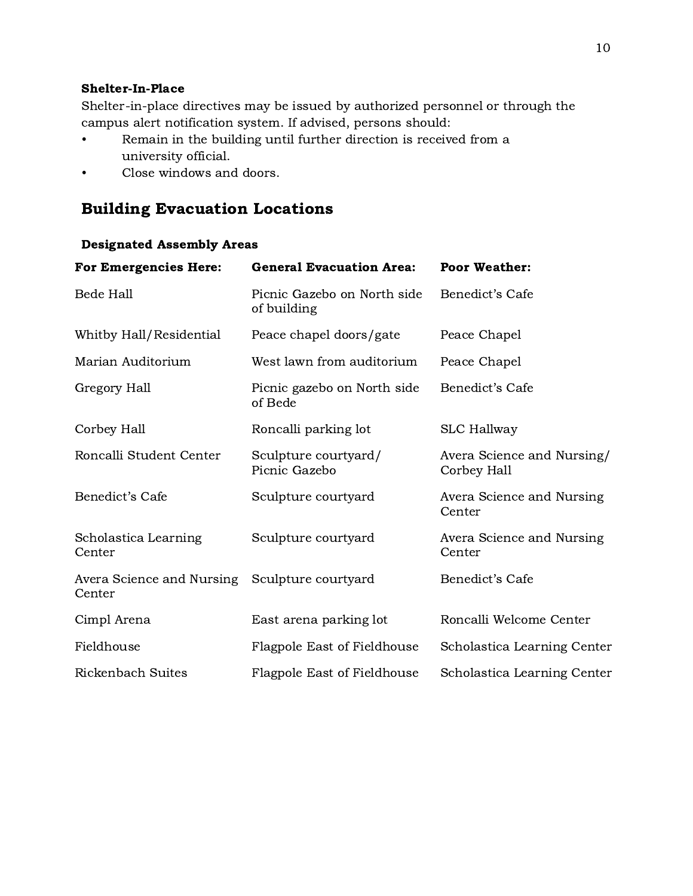### Shelter-In-Place

Shelter-in-place directives may be issued by authorized personnel or through the campus alert notification system. If advised, persons should:

- Remain in the building until further direction is received from a university official.
- Close windows and doors.

## Building Evacuation Locations

### Designated Assembly Areas

| For Emergencies Here: | General Evacuation Area: | Poor Weather: |
|---|---|---|
| Bede Hall | Picnic Gazebo on North side of building | Benedict's Cafe |
| Whitby Hall/Residential | Peace chapel doors/gate | Peace Chapel |
| Marian Auditorium | West lawn from auditorium | Peace Chapel |
| Gregory Hall | Picnic gazebo on North side of Bede | Benedict's Cafe |
| Corbey Hall | Roncalli parking lot | SLC Hallway |
| Roncalli Student Center | Sculpture courtyard/ Picnic Gazebo | Avera Science and Nursing/ Corbey Hall |
| Benedict's Cafe | Sculpture courtyard | Avera Science and Nursing Center |
| Scholastica Learning Center | Sculpture courtyard | Avera Science and Nursing Center |
| Avera Science and Nursing Center | Sculpture courtyard | Benedict's Cafe |
| Cimpl Arena | East arena parking lot | Roncalli Welcome Center |
| Fieldhouse | Flagpole East of Fieldhouse | Scholastica Learning Center |
| Rickenbach Suites | Flagpole East of Fieldhouse | Scholastica Learning Center |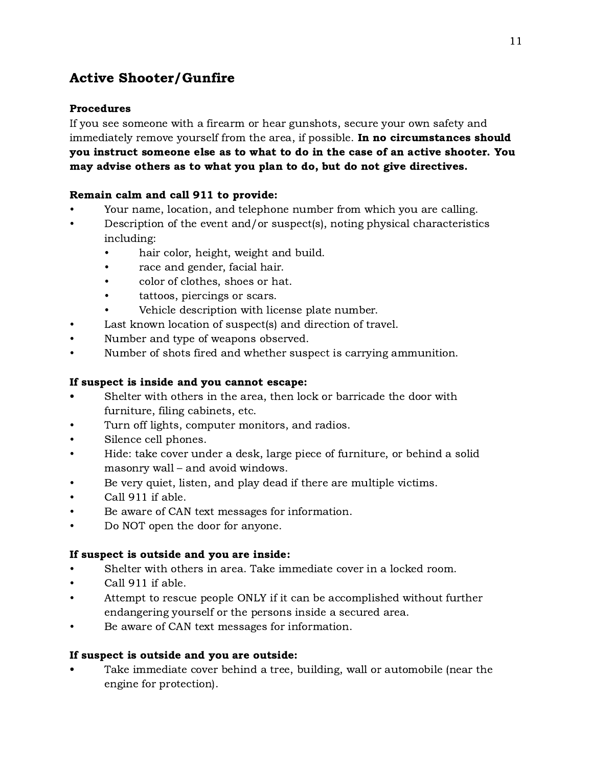## Active Shooter/Gunfire

### Procedures

If you see someone with a firearm or hear gunshots, secure your own safety and immediately remove yourself from the area, if possible. **In no circumstances should you instruct someone else as to what to do in the case of an active shooter. You may advise others as to what you plan to do, but do not give directives.**

**Remain calm and call 911 to provide:**

- Your name, location, and telephone number from which you are calling.
- Description of the event and/or suspect(s), noting physical characteristics including:
  - hair color, height, weight and build.
  - race and gender, facial hair.
  - color of clothes, shoes or hat.
  - tattoos, piercings or scars.
  - Vehicle description with license plate number.
- Last known location of suspect(s) and direction of travel.
- Number and type of weapons observed.
- Number of shots fired and whether suspect is carrying ammunition.

**If suspect is inside and you cannot escape:**

- Shelter with others in the area, then lock or barricade the door with furniture, filing cabinets, etc.
- Turn off lights, computer monitors, and radios.
- Silence cell phones.
- Hide: take cover under a desk, large piece of furniture, or behind a solid masonry wall – and avoid windows.
- Be very quiet, listen, and play dead if there are multiple victims.
- Call 911 if able.
- Be aware of CAN text messages for information.
- Do NOT open the door for anyone.

**If suspect is outside and you are inside:**

- Shelter with others in area. Take immediate cover in a locked room.
- Call 911 if able.
- Attempt to rescue people ONLY if it can be accomplished without further endangering yourself or the persons inside a secured area.
- Be aware of CAN text messages for information.

**If suspect is outside and you are outside:**

- Take immediate cover behind a tree, building, wall or automobile (near the engine for protection).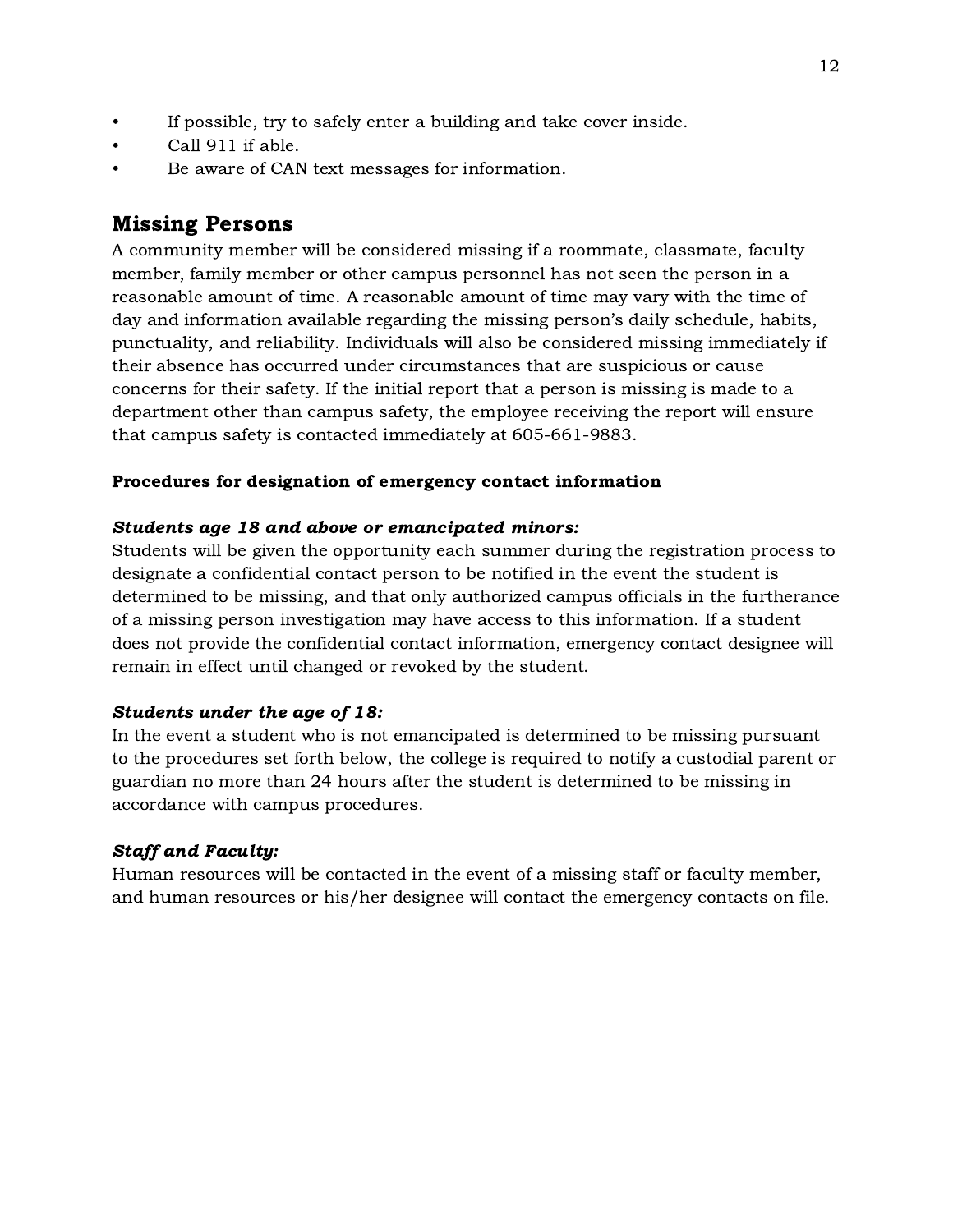- If possible, try to safely enter a building and take cover inside.
- Call 911 if able.
- Be aware of CAN text messages for information.

## Missing Persons

A community member will be considered missing if a roommate, classmate, faculty member, family member or other campus personnel has not seen the person in a reasonable amount of time. A reasonable amount of time may vary with the time of day and information available regarding the missing person's daily schedule, habits, punctuality, and reliability. Individuals will also be considered missing immediately if their absence has occurred under circumstances that are suspicious or cause concerns for their safety. If the initial report that a person is missing is made to a department other than campus safety, the employee receiving the report will ensure that campus safety is contacted immediately at 605-661-9883.

**Procedures for designation of emergency contact information**

***Students age 18 and above or emancipated minors:***
Students will be given the opportunity each summer during the registration process to designate a confidential contact person to be notified in the event the student is determined to be missing, and that only authorized campus officials in the furtherance of a missing person investigation may have access to this information. If a student does not provide the confidential contact information, emergency contact designee will remain in effect until changed or revoked by the student.

***Students under the age of 18:***
In the event a student who is not emancipated is determined to be missing pursuant to the procedures set forth below, the college is required to notify a custodial parent or guardian no more than 24 hours after the student is determined to be missing in accordance with campus procedures.

***Staff and Faculty:***
Human resources will be contacted in the event of a missing staff or faculty member, and human resources or his/her designee will contact the emergency contacts on file.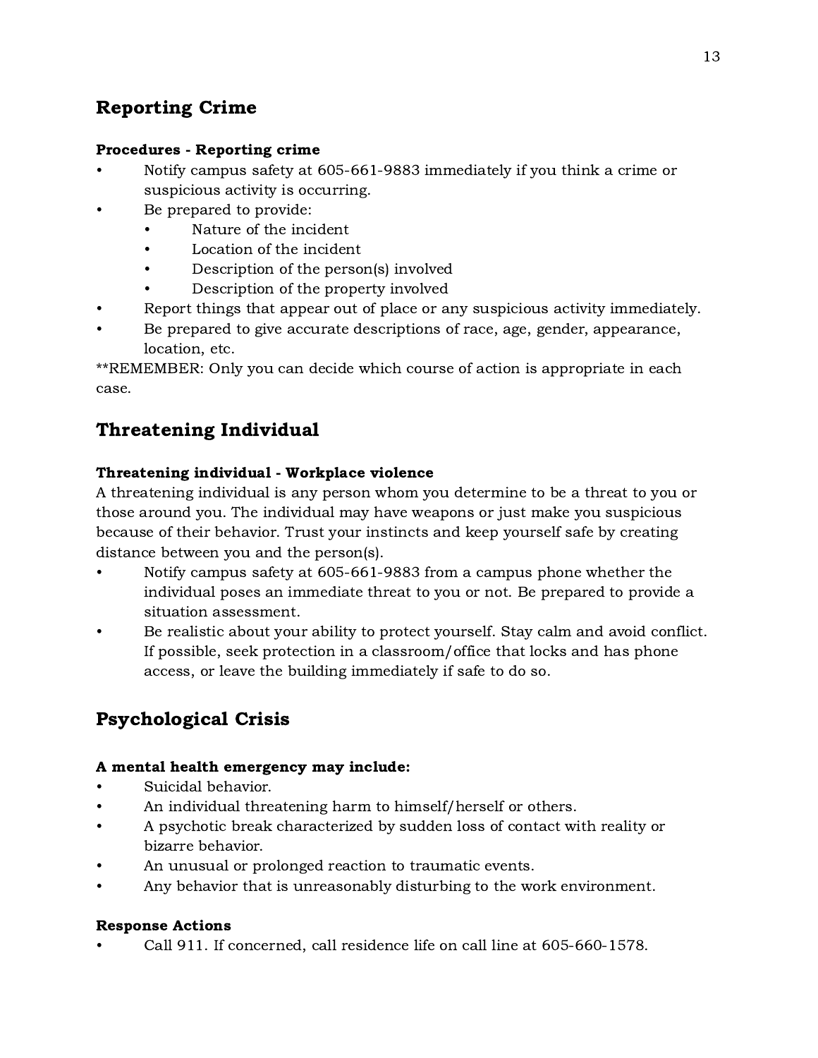## Reporting Crime

**Procedures - Reporting crime**

- Notify campus safety at 605-661-9883 immediately if you think a crime or suspicious activity is occurring.
- Be prepared to provide:
  - Nature of the incident
  - Location of the incident
  - Description of the person(s) involved
  - Description of the property involved
- Report things that appear out of place or any suspicious activity immediately.
- Be prepared to give accurate descriptions of race, age, gender, appearance, location, etc.

**REMEMBER: Only you can decide which course of action is appropriate in each case.

## Threatening Individual

**Threatening individual - Workplace violence**

A threatening individual is any person whom you determine to be a threat to you or those around you. The individual may have weapons or just make you suspicious because of their behavior. Trust your instincts and keep yourself safe by creating distance between you and the person(s).

- Notify campus safety at 605-661-9883 from a campus phone whether the individual poses an immediate threat to you or not. Be prepared to provide a situation assessment.
- Be realistic about your ability to protect yourself. Stay calm and avoid conflict. If possible, seek protection in a classroom/office that locks and has phone access, or leave the building immediately if safe to do so.

## Psychological Crisis

**A mental health emergency may include:**

- Suicidal behavior.
- An individual threatening harm to himself/herself or others.
- A psychotic break characterized by sudden loss of contact with reality or bizarre behavior.
- An unusual or prolonged reaction to traumatic events.
- Any behavior that is unreasonably disturbing to the work environment.

**Response Actions**

- Call 911. If concerned, call residence life on call line at 605-660-1578.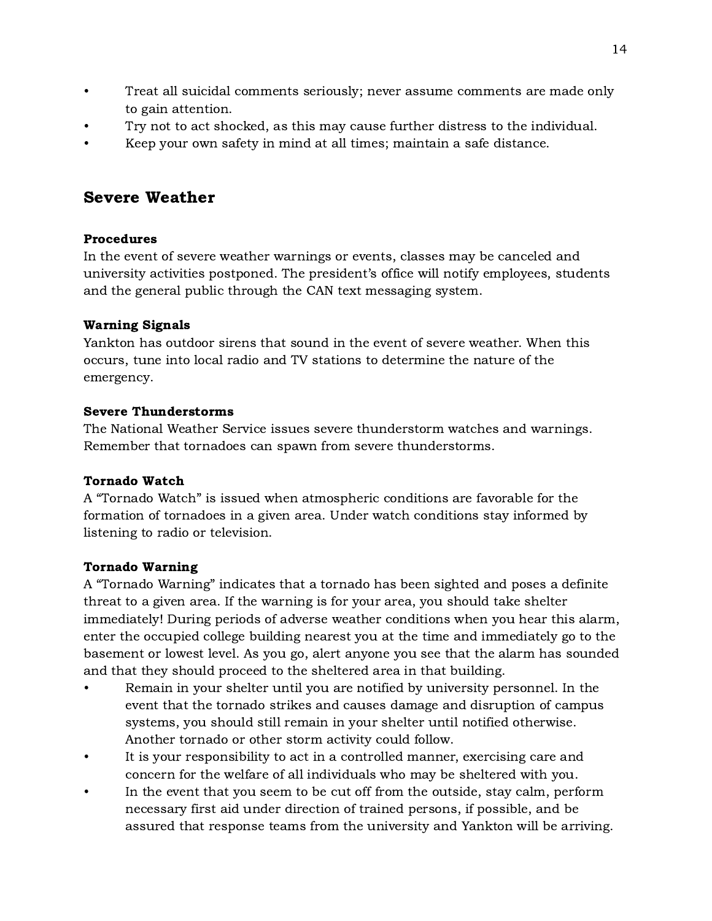- Treat all suicidal comments seriously; never assume comments are made only to gain attention.
- Try not to act shocked, as this may cause further distress to the individual.
- Keep your own safety in mind at all times; maintain a safe distance.

## Severe Weather

**Procedures**

In the event of severe weather warnings or events, classes may be canceled and university activities postponed. The president's office will notify employees, students and the general public through the CAN text messaging system.

**Warning Signals**

Yankton has outdoor sirens that sound in the event of severe weather. When this occurs, tune into local radio and TV stations to determine the nature of the emergency.

**Severe Thunderstorms**

The National Weather Service issues severe thunderstorm watches and warnings. Remember that tornadoes can spawn from severe thunderstorms.

**Tornado Watch**

A "Tornado Watch" is issued when atmospheric conditions are favorable for the formation of tornadoes in a given area. Under watch conditions stay informed by listening to radio or television.

**Tornado Warning**

A "Tornado Warning" indicates that a tornado has been sighted and poses a definite threat to a given area. If the warning is for your area, you should take shelter immediately! During periods of adverse weather conditions when you hear this alarm, enter the occupied college building nearest you at the time and immediately go to the basement or lowest level. As you go, alert anyone you see that the alarm has sounded and that they should proceed to the sheltered area in that building.

- Remain in your shelter until you are notified by university personnel. In the event that the tornado strikes and causes damage and disruption of campus systems, you should still remain in your shelter until notified otherwise. Another tornado or other storm activity could follow.
- It is your responsibility to act in a controlled manner, exercising care and concern for the welfare of all individuals who may be sheltered with you.
- In the event that you seem to be cut off from the outside, stay calm, perform necessary first aid under direction of trained persons, if possible, and be assured that response teams from the university and Yankton will be arriving.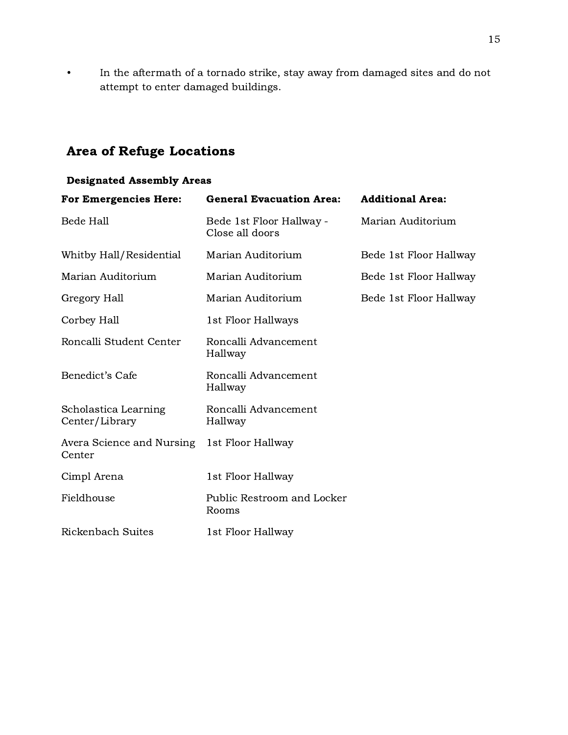- In the aftermath of a tornado strike, stay away from damaged sites and do not attempt to enter damaged buildings.

## Area of Refuge Locations

### Designated Assembly Areas

| For Emergencies Here: | General Evacuation Area: | Additional Area: |
|---|---|---|
| Bede Hall | Bede 1st Floor Hallway - Close all doors | Marian Auditorium |
| Whitby Hall/Residential | Marian Auditorium | Bede 1st Floor Hallway |
| Marian Auditorium | Marian Auditorium | Bede 1st Floor Hallway |
| Gregory Hall | Marian Auditorium | Bede 1st Floor Hallway |
| Corbey Hall | 1st Floor Hallways | |
| Roncalli Student Center | Roncalli Advancement Hallway | |
| Benedict's Cafe | Roncalli Advancement Hallway | |
| Scholastica Learning Center/Library | Roncalli Advancement Hallway | |
| Avera Science and Nursing Center | 1st Floor Hallway | |
| Cimpl Arena | 1st Floor Hallway | |
| Fieldhouse | Public Restroom and Locker Rooms | |
| Rickenbach Suites | 1st Floor Hallway | |